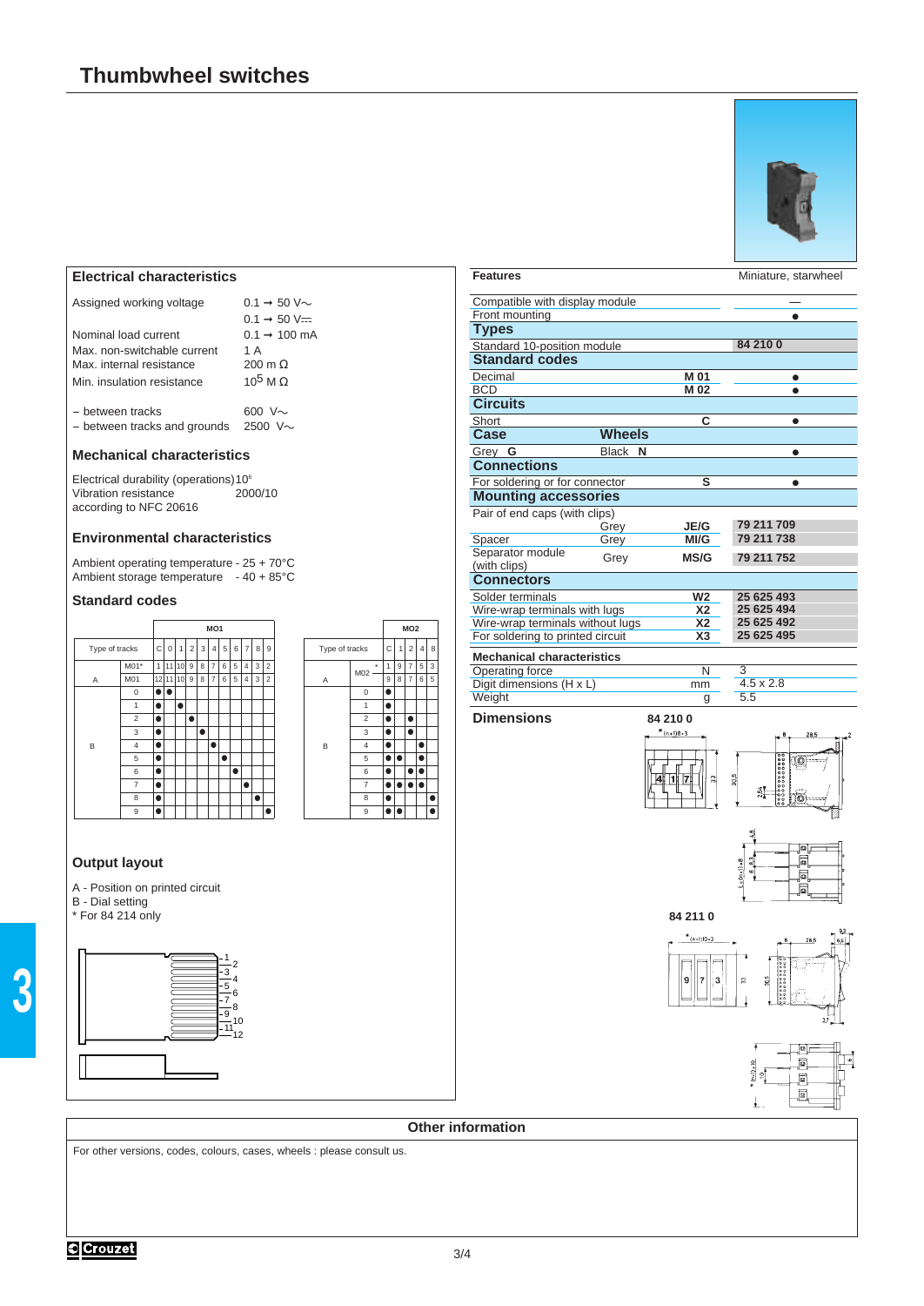# Thumbwheel switches

## Electrical characteristics

| | |
|---|---|
| Assigned working voltage | 0.1 → 50 V∼ |
| | 0.1 → 50 V⎓ |
| Nominal load current | 0.1 → 100 mA |
| Max. non-switchable current | 1 A |
| Max. internal resistance | 200 m Ω |
| Min. insulation resistance | $10^5$ M Ω |
| – between tracks | 600 V∼ |
| – between tracks and grounds | 2500 V∼ |

## Mechanical characteristics

| | |
|---|---|
| Electrical durability (operations) | $10^6$ |
| Vibration resistance according to NFC 20616 | 2000/10 |

## Environmental characteristics

| | |
|---|---|
| Ambient operating temperature | - 25 + 70°C |
| Ambient storage temperature | - 40 + 85°C |

## Standard codes

| Type of tracks | | MO1 C | 0 | 1 | 2 | 3 | 4 | 5 | 6 | 7 | 8 | 9 |
|---|---|---|---|---|---|---|---|---|---|---|---|---|
| A | M01* | 1 | 11 | 10 | 9 | 8 | 7 | 6 | 5 | 4 | 3 | 2 |
| A | M01 | 12 | 11 | 10 | 9 | 8 | 7 | 6 | 5 | 4 | 3 | 2 |
| B | 0 | ● | ● | | | | | | | | | |
| B | 1 | ● | | ● | | | | | | | | |
| B | 2 | ● | | | ● | | | | | | | |
| B | 3 | ● | | | | ● | | | | | | |
| B | 4 | ● | | | | | ● | | | | | |
| B | 5 | ● | | | | | | ● | | | | |
| B | 6 | ● | | | | | | | ● | | | |
| B | 7 | ● | | | | | | | | ● | | |
| B | 8 | ● | | | | | | | | | ● | |
| B | 9 | ● | | | | | | | | | | ● |

| Type of tracks | | MO2 C | 1 | 2 | 4 | 8 |
|---|---|---|---|---|---|---|
| A | M02 * | 1 | 9 | 7 | 5 | 3 |
| A | M02 | 9 | 8 | 7 | 6 | 5 |
| B | 0 | ● | | | | |
| B | 1 | ● | ● | | | |
| B | 2 | ● | | ● | | |
| B | 3 | ● | ● | ● | | |
| B | 4 | ● | | | ● | |
| B | 5 | ● | ● | | ● | |
| B | 6 | ● | | ● | ● | |
| B | 7 | ● | ● | ● | ● | |
| B | 8 | ● | | | | ● |
| B | 9 | ● | ● | | | ● |

## Output layout

A - Position on printed circuit
B - Dial setting
\* For 84 214 only

| Features | | Miniature, starwheel |
|---|---|---|
| Compatible with display module | | — |
| Front mounting | | ● |
| **Types** | | |
| Standard 10-position module | | **84 210 0** |
| **Standard codes** | | |
| Decimal | **M 01** | ● |
| BCD | **M 02** | ● |
| **Circuits** | | |
| Short | **C** | ● |
| **Case** / **Wheels** | | |
| Grey **G** / Black **N** | | ● |
| **Connections** | | |
| For soldering or for connector | **S** | ● |
| **Mounting accessories** | | |
| Pair of end caps (with clips) Grey | **JE/G** | **79 211 709** |
| Spacer Grey | **MI/G** | **79 211 738** |
| Separator module (with clips) Grey | **MS/G** | **79 211 752** |
| **Connectors** | | |
| Solder terminals | **W2** | **25 625 493** |
| Wire-wrap terminals with lugs | **X2** | **25 625 494** |
| Wire-wrap terminals without lugs | **X2** | **25 625 492** |
| For soldering to printed circuit | **X3** | **25 625 495** |

| Mechanical characteristics | | |
|---|---|---|
| Operating force | N | 3 |
| Digit dimensions (H x L) | mm | 4.5 x 2.8 |
| Weight | g | 5.5 |

## Dimensions

84 210 0

84 211 0

## Other information

For other versions, codes, colours, cases, wheels : please consult us.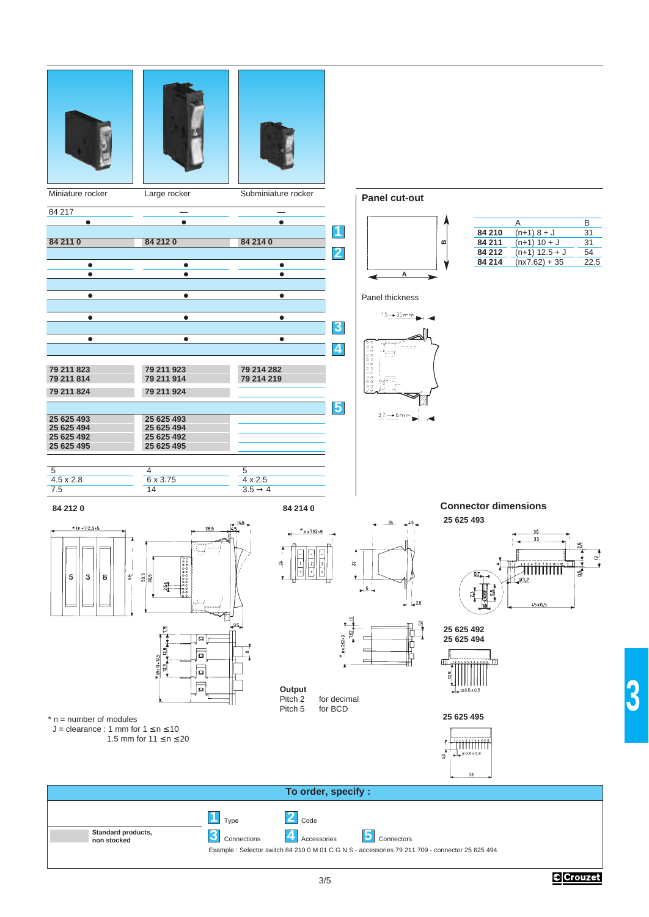| Miniature rocker | Large rocker | Subminiature rocker |
|---|---|---|
| 84 217 | — | — |
| • | • | • |
| | | |
| **84 211 0** | **84 212 0** | **84 214 0** |
| | | |
| • | • | • |
| • | • | • |
| | | |
| • | • | • |
| | | |
| • | • | • |
| | | |
| • | • | • |
| | | |
| **79 211 823** | **79 211 923** | **79 214 282** |
| **79 211 814** | **79 211 914** | **79 214 219** |
| **79 211 824** | **79 211 924** | |
| | | |
| **25 625 493** | **25 625 493** | |
| **25 625 494** | **25 625 494** | |
| **25 625 492** | **25 625 492** | |
| **25 625 495** | **25 625 495** | |
| 5 | 4 | 5 |
| 4.5 x 2.8 | 6 x 3.75 | 4 x 2.5 |
| 7.5 | 14 | 3.5 → 4 |

## Panel cut-out

| | A | B |
|---|---|---|
| **84 210** | (n+1) 8 + J | 31 |
| **84 211** | (n+1) 10 + J | 31 |
| **84 212** | (n+1) 12.5 + J | 54 |
| **84 214** | (nx7.62) + 35 | 22.5 |

Panel thickness

1.5 → 3.5 mm

3.2 → 6 mm

**84 212 0**

**84 214 0**

Output
Pitch 2 for decimal
Pitch 5 for BCD

## Connector dimensions

**25 625 493**

**25 625 492**
**25 625 494**

**25 625 495**

\* n = number of modules
J = clearance : 1 mm for 1 ≤ n ≤ 10
1.5 mm for 11 ≤ n ≤ 20

## To order, specify :

**Standard products, non stocked**

1 Type 2 Code
3 Connections 4 Accessories 5 Connectors

Example : Selector switch 84 210 0 M 01 C G N S - accessories 79 211 709 - connector 25 625 494